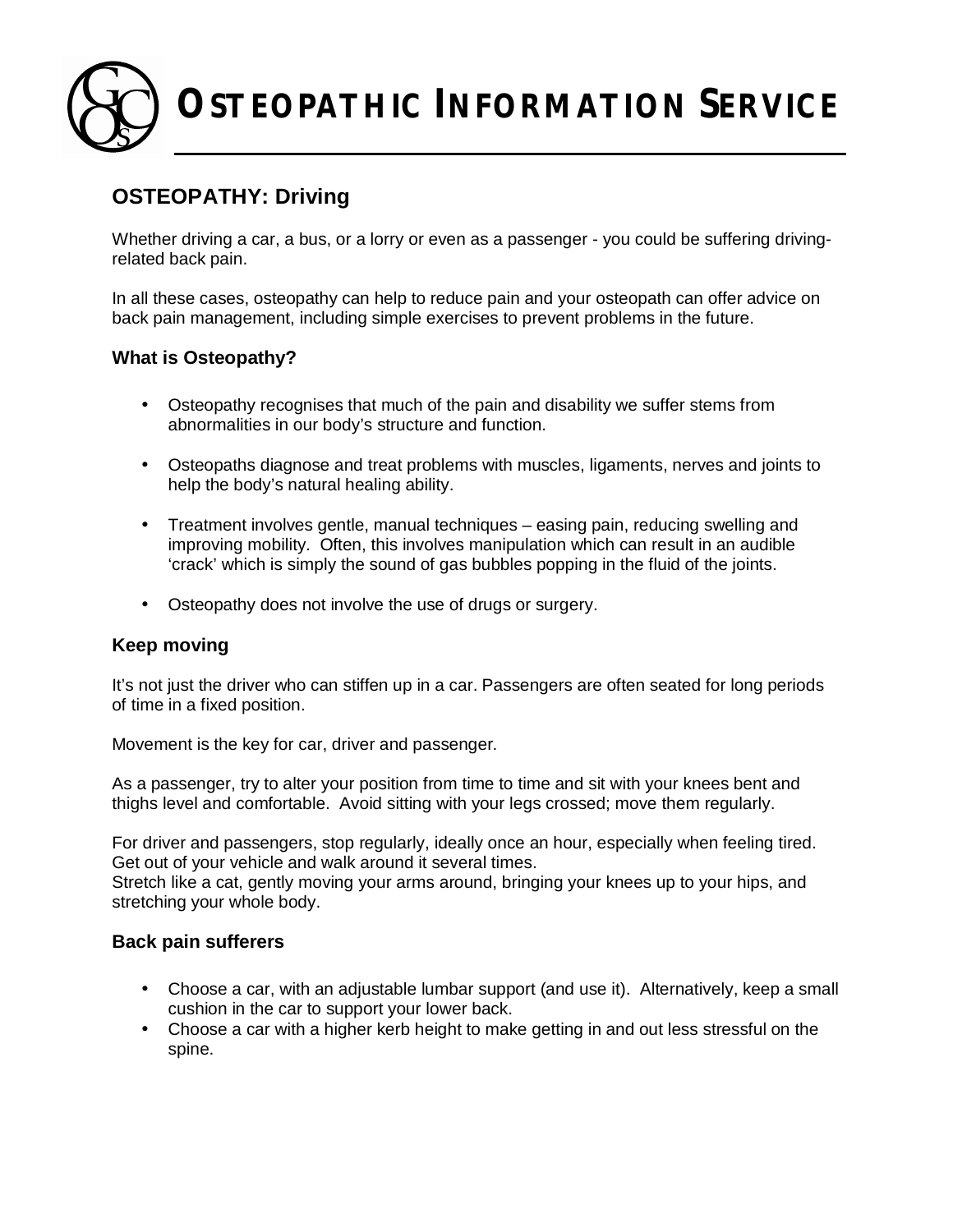# OSTEOPATHIC INFORMATION SERVICE

## OSTEOPATHY: Driving

Whether driving a car, a bus, or a lorry or even as a passenger - you could be suffering driving-related back pain.

In all these cases, osteopathy can help to reduce pain and your osteopath can offer advice on back pain management, including simple exercises to prevent problems in the future.

### What is Osteopathy?

- Osteopathy recognises that much of the pain and disability we suffer stems from abnormalities in our body's structure and function.
- Osteopaths diagnose and treat problems with muscles, ligaments, nerves and joints to help the body's natural healing ability.
- Treatment involves gentle, manual techniques – easing pain, reducing swelling and improving mobility. Often, this involves manipulation which can result in an audible 'crack' which is simply the sound of gas bubbles popping in the fluid of the joints.
- Osteopathy does not involve the use of drugs or surgery.

### Keep moving

It's not just the driver who can stiffen up in a car. Passengers are often seated for long periods of time in a fixed position.

Movement is the key for car, driver and passenger.

As a passenger, try to alter your position from time to time and sit with your knees bent and thighs level and comfortable. Avoid sitting with your legs crossed; move them regularly.

For driver and passengers, stop regularly, ideally once an hour, especially when feeling tired. Get out of your vehicle and walk around it several times.
Stretch like a cat, gently moving your arms around, bringing your knees up to your hips, and stretching your whole body.

### Back pain sufferers

- Choose a car, with an adjustable lumbar support (and use it). Alternatively, keep a small cushion in the car to support your lower back.
- Choose a car with a higher kerb height to make getting in and out less stressful on the spine.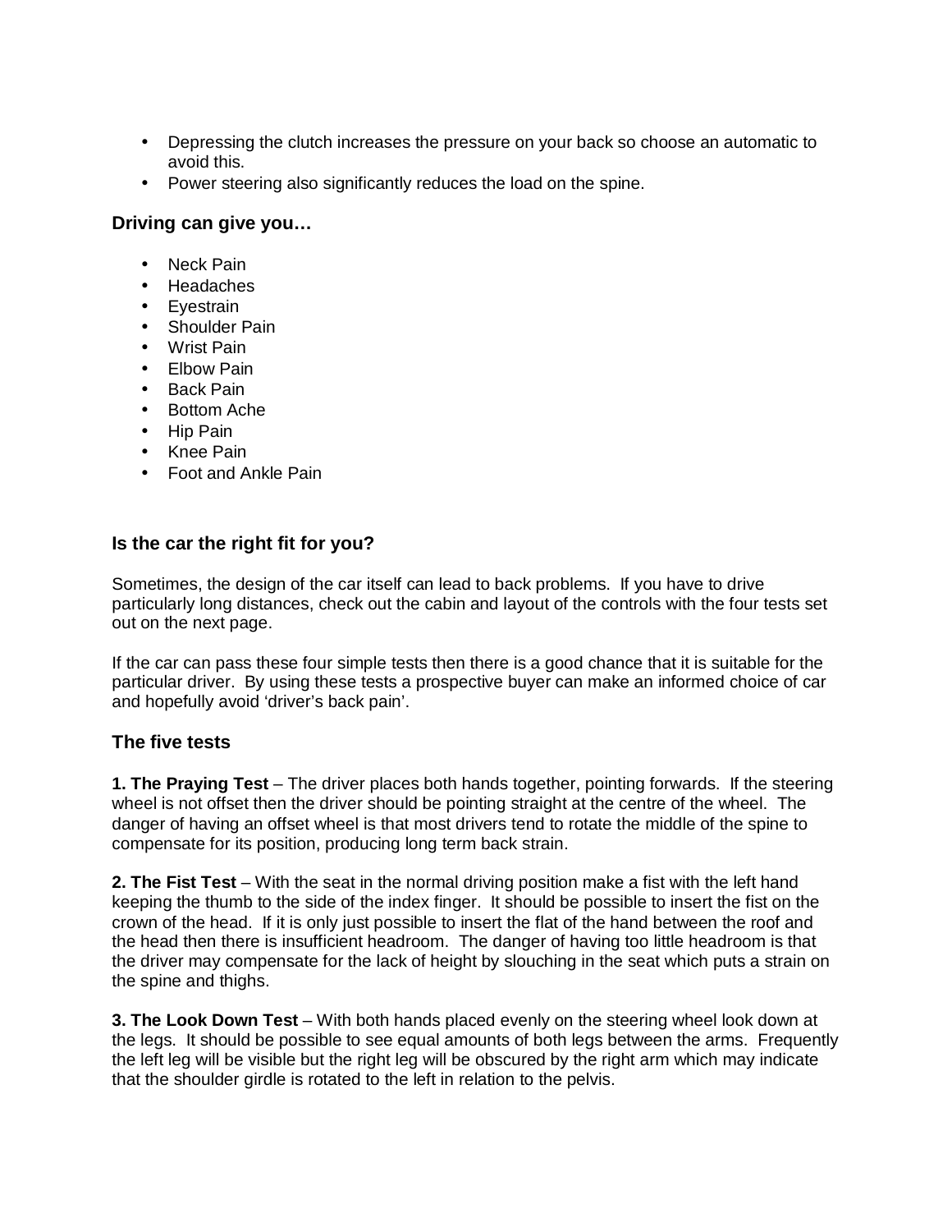- Depressing the clutch increases the pressure on your back so choose an automatic to avoid this.
- Power steering also significantly reduces the load on the spine.

### Driving can give you…

- Neck Pain
- Headaches
- Eyestrain
- Shoulder Pain
- Wrist Pain
- Elbow Pain
- Back Pain
- Bottom Ache
- Hip Pain
- Knee Pain
- Foot and Ankle Pain

### Is the car the right fit for you?

Sometimes, the design of the car itself can lead to back problems. If you have to drive particularly long distances, check out the cabin and layout of the controls with the four tests set out on the next page.

If the car can pass these four simple tests then there is a good chance that it is suitable for the particular driver. By using these tests a prospective buyer can make an informed choice of car and hopefully avoid 'driver's back pain'.

### The five tests

**1. The Praying Test** – The driver places both hands together, pointing forwards. If the steering wheel is not offset then the driver should be pointing straight at the centre of the wheel. The danger of having an offset wheel is that most drivers tend to rotate the middle of the spine to compensate for its position, producing long term back strain.

**2. The Fist Test** – With the seat in the normal driving position make a fist with the left hand keeping the thumb to the side of the index finger. It should be possible to insert the fist on the crown of the head. If it is only just possible to insert the flat of the hand between the roof and the head then there is insufficient headroom. The danger of having too little headroom is that the driver may compensate for the lack of height by slouching in the seat which puts a strain on the spine and thighs.

**3. The Look Down Test** – With both hands placed evenly on the steering wheel look down at the legs. It should be possible to see equal amounts of both legs between the arms. Frequently the left leg will be visible but the right leg will be obscured by the right arm which may indicate that the shoulder girdle is rotated to the left in relation to the pelvis.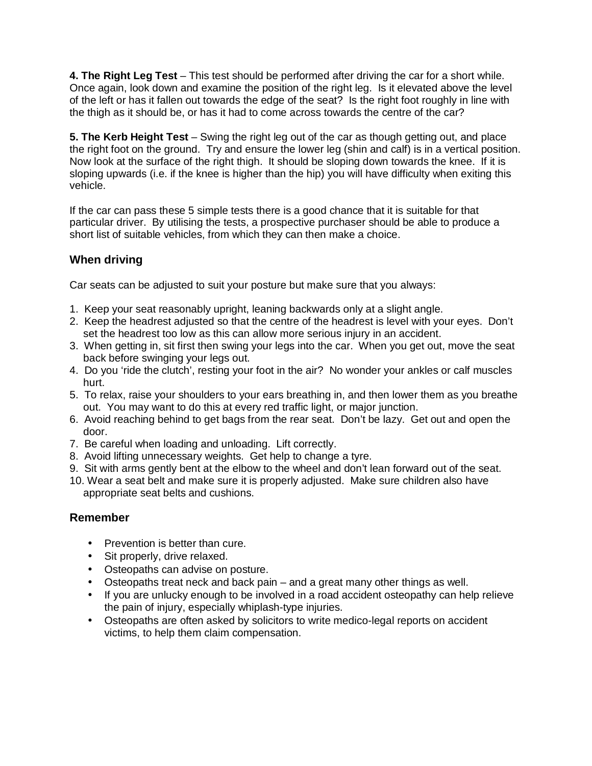**4. The Right Leg Test** – This test should be performed after driving the car for a short while. Once again, look down and examine the position of the right leg. Is it elevated above the level of the left or has it fallen out towards the edge of the seat? Is the right foot roughly in line with the thigh as it should be, or has it had to come across towards the centre of the car?

**5. The Kerb Height Test** – Swing the right leg out of the car as though getting out, and place the right foot on the ground. Try and ensure the lower leg (shin and calf) is in a vertical position. Now look at the surface of the right thigh. It should be sloping down towards the knee. If it is sloping upwards (i.e. if the knee is higher than the hip) you will have difficulty when exiting this vehicle.

If the car can pass these 5 simple tests there is a good chance that it is suitable for that particular driver. By utilising the tests, a prospective purchaser should be able to produce a short list of suitable vehicles, from which they can then make a choice.

## When driving

Car seats can be adjusted to suit your posture but make sure that you always:

1. Keep your seat reasonably upright, leaning backwards only at a slight angle.
2. Keep the headrest adjusted so that the centre of the headrest is level with your eyes. Don't set the headrest too low as this can allow more serious injury in an accident.
3. When getting in, sit first then swing your legs into the car. When you get out, move the seat back before swinging your legs out.
4. Do you 'ride the clutch', resting your foot in the air? No wonder your ankles or calf muscles hurt.
5. To relax, raise your shoulders to your ears breathing in, and then lower them as you breathe out. You may want to do this at every red traffic light, or major junction.
6. Avoid reaching behind to get bags from the rear seat. Don't be lazy. Get out and open the door.
7. Be careful when loading and unloading. Lift correctly.
8. Avoid lifting unnecessary weights. Get help to change a tyre.
9. Sit with arms gently bent at the elbow to the wheel and don't lean forward out of the seat.
10. Wear a seat belt and make sure it is properly adjusted. Make sure children also have appropriate seat belts and cushions.

## Remember

- Prevention is better than cure.
- Sit properly, drive relaxed.
- Osteopaths can advise on posture.
- Osteopaths treat neck and back pain – and a great many other things as well.
- If you are unlucky enough to be involved in a road accident osteopathy can help relieve the pain of injury, especially whiplash-type injuries.
- Osteopaths are often asked by solicitors to write medico-legal reports on accident victims, to help them claim compensation.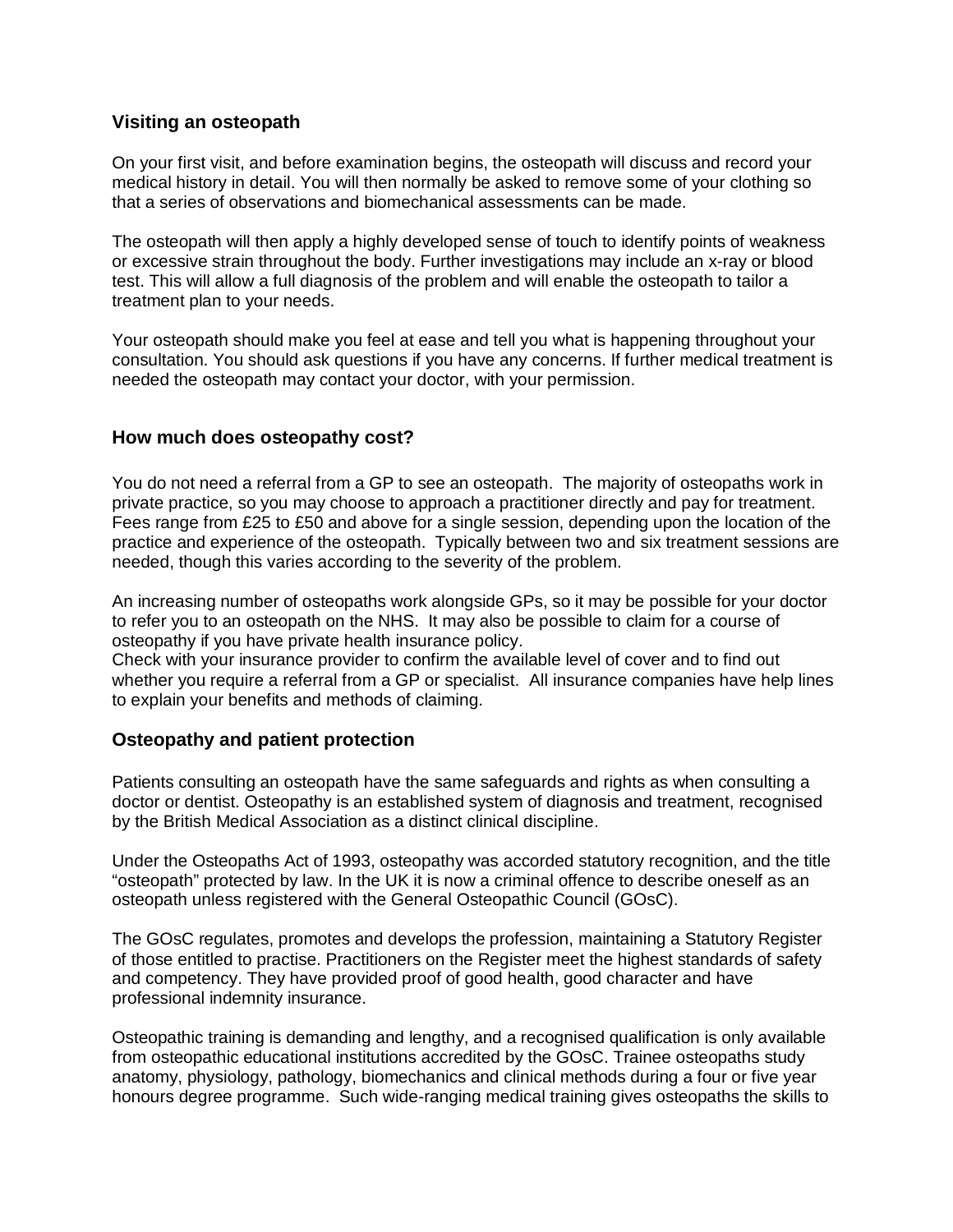## Visiting an osteopath

On your first visit, and before examination begins, the osteopath will discuss and record your medical history in detail. You will then normally be asked to remove some of your clothing so that a series of observations and biomechanical assessments can be made.

The osteopath will then apply a highly developed sense of touch to identify points of weakness or excessive strain throughout the body. Further investigations may include an x-ray or blood test. This will allow a full diagnosis of the problem and will enable the osteopath to tailor a treatment plan to your needs.

Your osteopath should make you feel at ease and tell you what is happening throughout your consultation. You should ask questions if you have any concerns. If further medical treatment is needed the osteopath may contact your doctor, with your permission.

## How much does osteopathy cost?

You do not need a referral from a GP to see an osteopath. The majority of osteopaths work in private practice, so you may choose to approach a practitioner directly and pay for treatment. Fees range from £25 to £50 and above for a single session, depending upon the location of the practice and experience of the osteopath. Typically between two and six treatment sessions are needed, though this varies according to the severity of the problem.

An increasing number of osteopaths work alongside GPs, so it may be possible for your doctor to refer you to an osteopath on the NHS. It may also be possible to claim for a course of osteopathy if you have private health insurance policy.
Check with your insurance provider to confirm the available level of cover and to find out whether you require a referral from a GP or specialist. All insurance companies have help lines to explain your benefits and methods of claiming.

## Osteopathy and patient protection

Patients consulting an osteopath have the same safeguards and rights as when consulting a doctor or dentist. Osteopathy is an established system of diagnosis and treatment, recognised by the British Medical Association as a distinct clinical discipline.

Under the Osteopaths Act of 1993, osteopathy was accorded statutory recognition, and the title "osteopath" protected by law. In the UK it is now a criminal offence to describe oneself as an osteopath unless registered with the General Osteopathic Council (GOsC).

The GOsC regulates, promotes and develops the profession, maintaining a Statutory Register of those entitled to practise. Practitioners on the Register meet the highest standards of safety and competency. They have provided proof of good health, good character and have professional indemnity insurance.

Osteopathic training is demanding and lengthy, and a recognised qualification is only available from osteopathic educational institutions accredited by the GOsC. Trainee osteopaths study anatomy, physiology, pathology, biomechanics and clinical methods during a four or five year honours degree programme. Such wide-ranging medical training gives osteopaths the skills to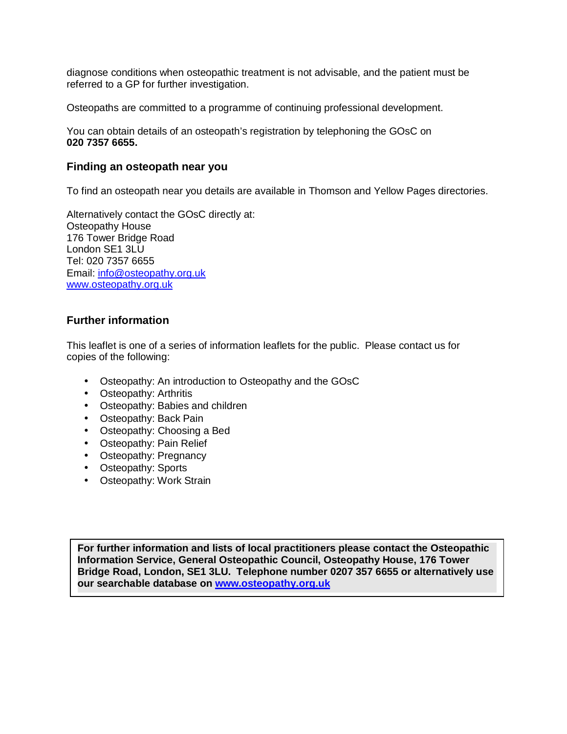diagnose conditions when osteopathic treatment is not advisable, and the patient must be referred to a GP for further investigation.

Osteopaths are committed to a programme of continuing professional development.

You can obtain details of an osteopath's registration by telephoning the GOsC on **020 7357 6655.**

### Finding an osteopath near you

To find an osteopath near you details are available in Thomson and Yellow Pages directories.

Alternatively contact the GOsC directly at:
Osteopathy House
176 Tower Bridge Road
London SE1 3LU
Tel: 020 7357 6655
Email: info@osteopathy.org.uk
www.osteopathy.org.uk

### Further information

This leaflet is one of a series of information leaflets for the public. Please contact us for copies of the following:

- Osteopathy: An introduction to Osteopathy and the GOsC
- Osteopathy: Arthritis
- Osteopathy: Babies and children
- Osteopathy: Back Pain
- Osteopathy: Choosing a Bed
- Osteopathy: Pain Relief
- Osteopathy: Pregnancy
- Osteopathy: Sports
- Osteopathy: Work Strain

**For further information and lists of local practitioners please contact the Osteopathic Information Service, General Osteopathic Council, Osteopathy House, 176 Tower Bridge Road, London, SE1 3LU. Telephone number 0207 357 6655 or alternatively use our searchable database on www.osteopathy.org.uk**